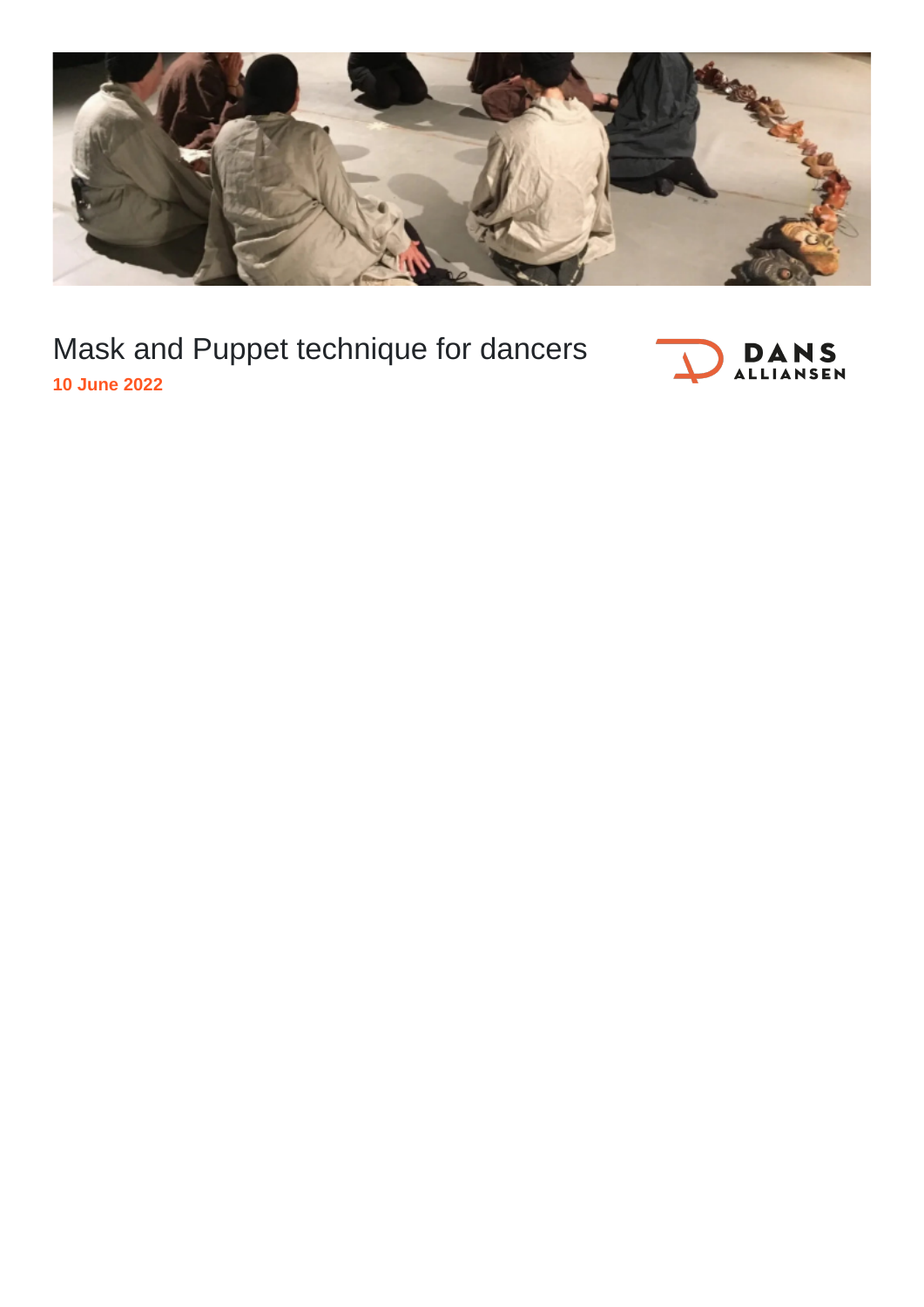# Mask and Puppet technique for dancers

**10 June 2022**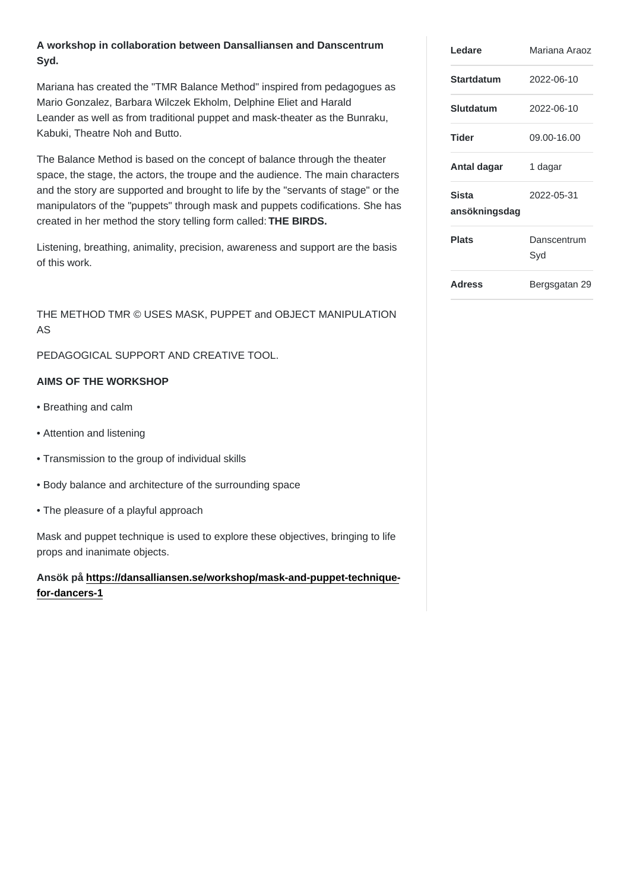**A workshop in collaboration between Dansalliansen and Danscentrum Syd.**

Mariana has created the "TMR Balance Method" inspired from pedagogues as Mario Gonzalez, Barbara Wilczek Ekholm, Delphine Eliet and Harald Leander as well as from traditional puppet and mask-theater as the Bunraku, Kabuki, Theatre Noh and Butto.

The Balance Method is based on the concept of balance through the theater space, the stage, the actors, the troupe and the audience. The main characters and the story are supported and brought to life by the "servants of stage" or the manipulators of the "puppets" through mask and puppets codifications. She has created in her method the story telling form called: **THE BIRDS.**

Listening, breathing, animality, precision, awareness and support are the basis of this work.

THE METHOD TMR © USES MASK, PUPPET and OBJECT MANIPULATION AS

PEDAGOGICAL SUPPORT AND CREATIVE TOOL.

**AIMS OF THE WORKSHOP**

- Breathing and calm
- Attention and listening
- Transmission to the group of individual skills
- Body balance and architecture of the surrounding space
- The pleasure of a playful approach

Mask and puppet technique is used to explore these objectives, bringing to life props and inanimate objects.

**Ansök på https://dansalliansen.se/workshop/mask-and-puppet-technique-for-dancers-1**

| | |
|---|---|
| **Ledare** | Mariana Araoz |
| **Startdatum** | 2022-06-10 |
| **Slutdatum** | 2022-06-10 |
| **Tider** | 09.00-16.00 |
| **Antal dagar** | 1 dagar |
| **Sista ansökningsdag** | 2022-05-31 |
| **Plats** | Danscentrum Syd |
| **Adress** | Bergsgatan 29 |